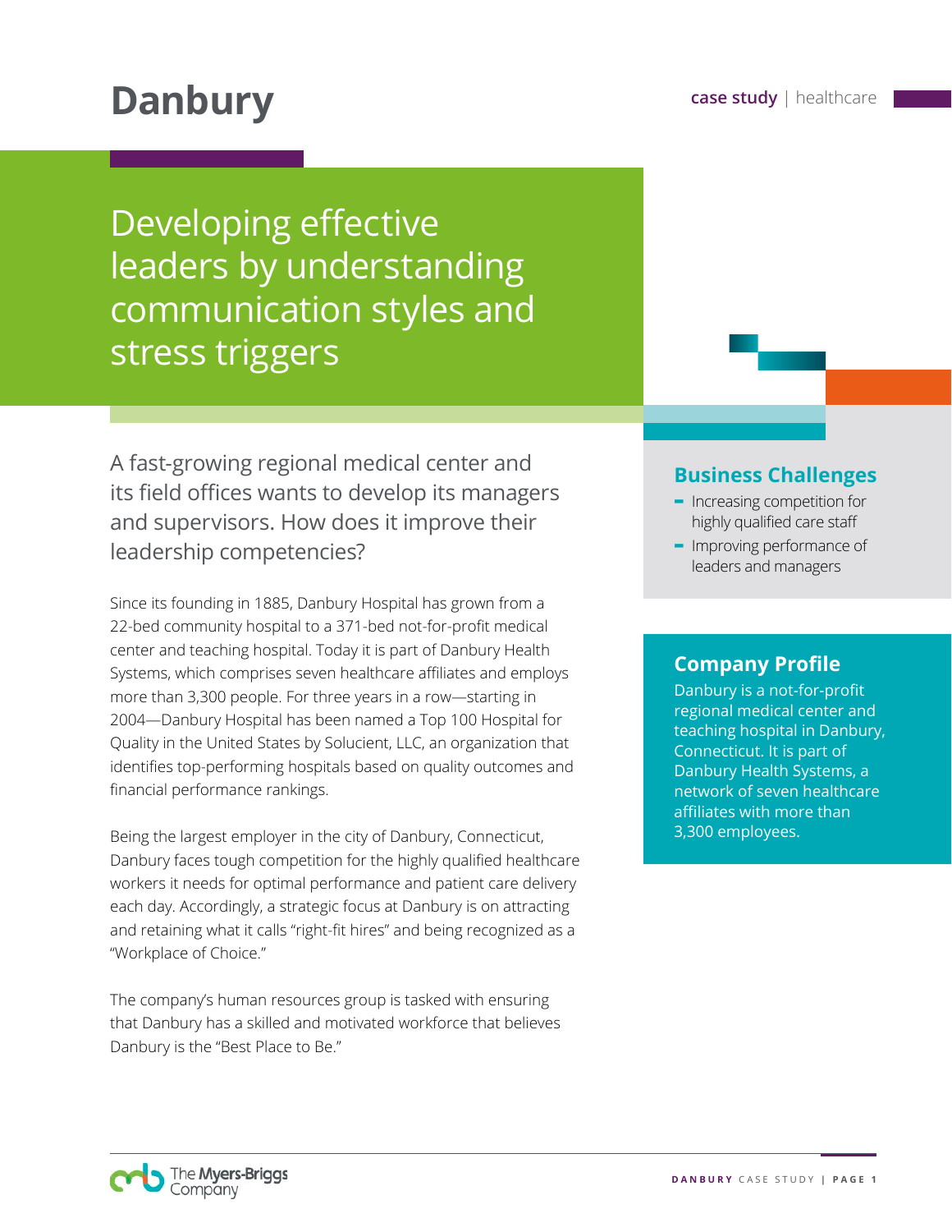# Danbury

case study | healthcare

## Developing effective leaders by understanding communication styles and stress triggers

A fast-growing regional medical center and its field offices wants to develop its managers and supervisors. How does it improve their leadership competencies?

Since its founding in 1885, Danbury Hospital has grown from a 22-bed community hospital to a 371-bed not-for-profit medical center and teaching hospital. Today it is part of Danbury Health Systems, which comprises seven healthcare affiliates and employs more than 3,300 people. For three years in a row—starting in 2004—Danbury Hospital has been named a Top 100 Hospital for Quality in the United States by Solucient, LLC, an organization that identifies top-performing hospitals based on quality outcomes and financial performance rankings.

Being the largest employer in the city of Danbury, Connecticut, Danbury faces tough competition for the highly qualified healthcare workers it needs for optimal performance and patient care delivery each day. Accordingly, a strategic focus at Danbury is on attracting and retaining what it calls "right-fit hires" and being recognized as a "Workplace of Choice."

The company's human resources group is tasked with ensuring that Danbury has a skilled and motivated workforce that believes Danbury is the "Best Place to Be."

### Business Challenges

- Increasing competition for highly qualified care staff
- Improving performance of leaders and managers

### Company Profile

Danbury is a not-for-profit regional medical center and teaching hospital in Danbury, Connecticut. It is part of Danbury Health Systems, a network of seven healthcare affiliates with more than 3,300 employees.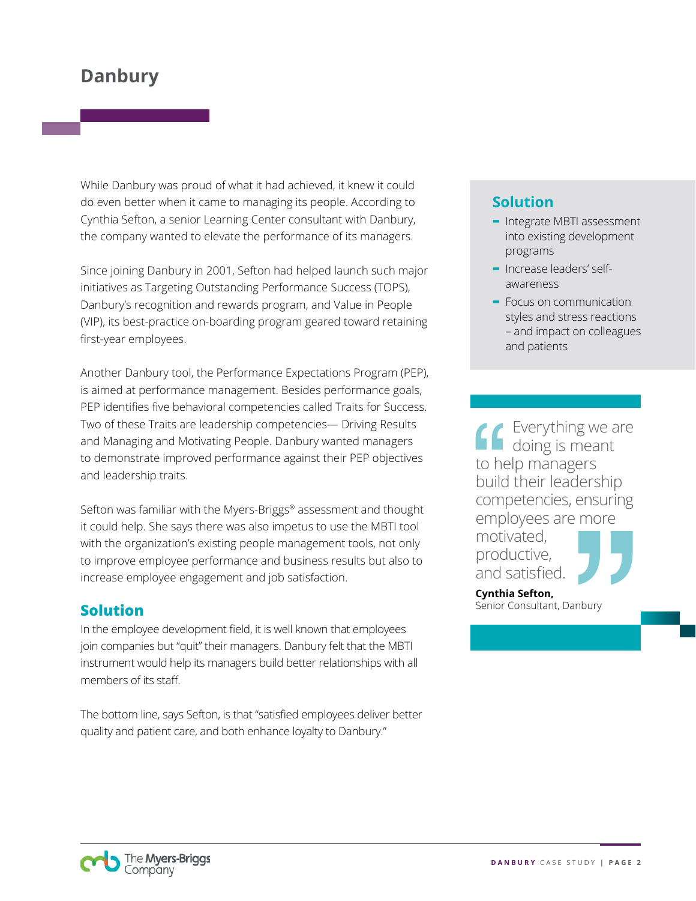# Danbury

While Danbury was proud of what it had achieved, it knew it could do even better when it came to managing its people. According to Cynthia Sefton, a senior Learning Center consultant with Danbury, the company wanted to elevate the performance of its managers.

Since joining Danbury in 2001, Sefton had helped launch such major initiatives as Targeting Outstanding Performance Success (TOPS), Danbury's recognition and rewards program, and Value in People (VIP), its best-practice on-boarding program geared toward retaining first-year employees.

Another Danbury tool, the Performance Expectations Program (PEP), is aimed at performance management. Besides performance goals, PEP identifies five behavioral competencies called Traits for Success. Two of these Traits are leadership competencies— Driving Results and Managing and Motivating People. Danbury wanted managers to demonstrate improved performance against their PEP objectives and leadership traits.

Sefton was familiar with the Myers-Briggs® assessment and thought it could help. She says there was also impetus to use the MBTI tool with the organization's existing people management tools, not only to improve employee performance and business results but also to increase employee engagement and job satisfaction.

## Solution

In the employee development field, it is well known that employees join companies but "quit" their managers. Danbury felt that the MBTI instrument would help its managers build better relationships with all members of its staff.

The bottom line, says Sefton, is that "satisfied employees deliver better quality and patient care, and both enhance loyalty to Danbury."

### Solution

- Integrate MBTI assessment into existing development programs
- Increase leaders' self-awareness
- Focus on communication styles and stress reactions – and impact on colleagues and patients

> "Everything we are doing is meant to help managers build their leadership competencies, ensuring employees are more motivated, productive, and satisfied."
>
> **Cynthia Sefton,**
> Senior Consultant, Danbury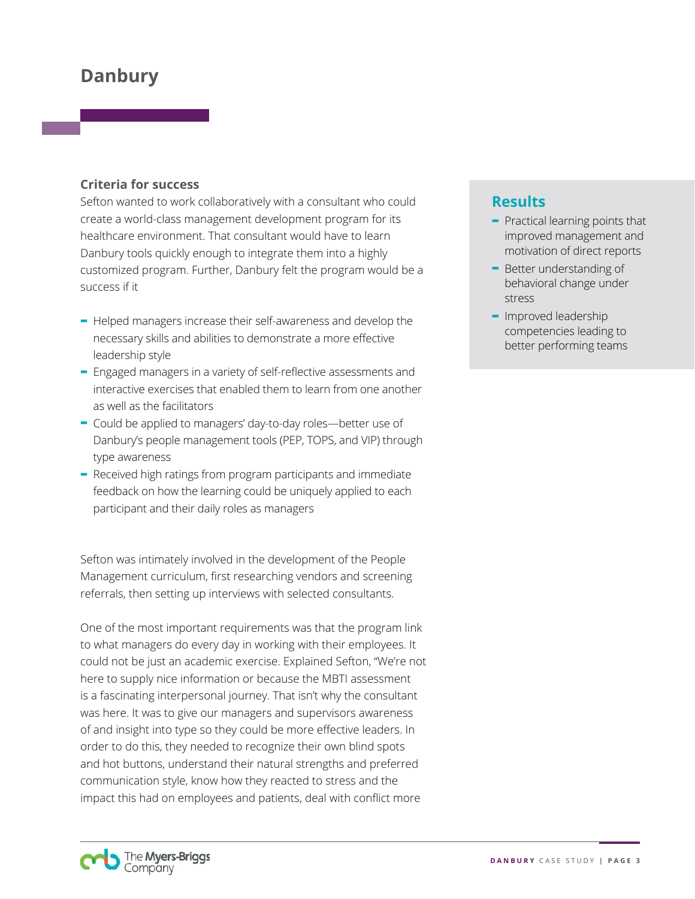## Danbury

### Criteria for success

Sefton wanted to work collaboratively with a consultant who could create a world-class management development program for its healthcare environment. That consultant would have to learn Danbury tools quickly enough to integrate them into a highly customized program. Further, Danbury felt the program would be a success if it

- Helped managers increase their self-awareness and develop the necessary skills and abilities to demonstrate a more effective leadership style
- Engaged managers in a variety of self-reflective assessments and interactive exercises that enabled them to learn from one another as well as the facilitators
- Could be applied to managers' day-to-day roles—better use of Danbury's people management tools (PEP, TOPS, and VIP) through type awareness
- Received high ratings from program participants and immediate feedback on how the learning could be uniquely applied to each participant and their daily roles as managers

Sefton was intimately involved in the development of the People Management curriculum, first researching vendors and screening referrals, then setting up interviews with selected consultants.

One of the most important requirements was that the program link to what managers do every day in working with their employees. It could not be just an academic exercise. Explained Sefton, "We're not here to supply nice information or because the MBTI assessment is a fascinating interpersonal journey. That isn't why the consultant was here. It was to give our managers and supervisors awareness of and insight into type so they could be more effective leaders. In order to do this, they needed to recognize their own blind spots and hot buttons, understand their natural strengths and preferred communication style, know how they reacted to stress and the impact this had on employees and patients, deal with conflict more

### Results

- Practical learning points that improved management and motivation of direct reports
- Better understanding of behavioral change under stress
- Improved leadership competencies leading to better performing teams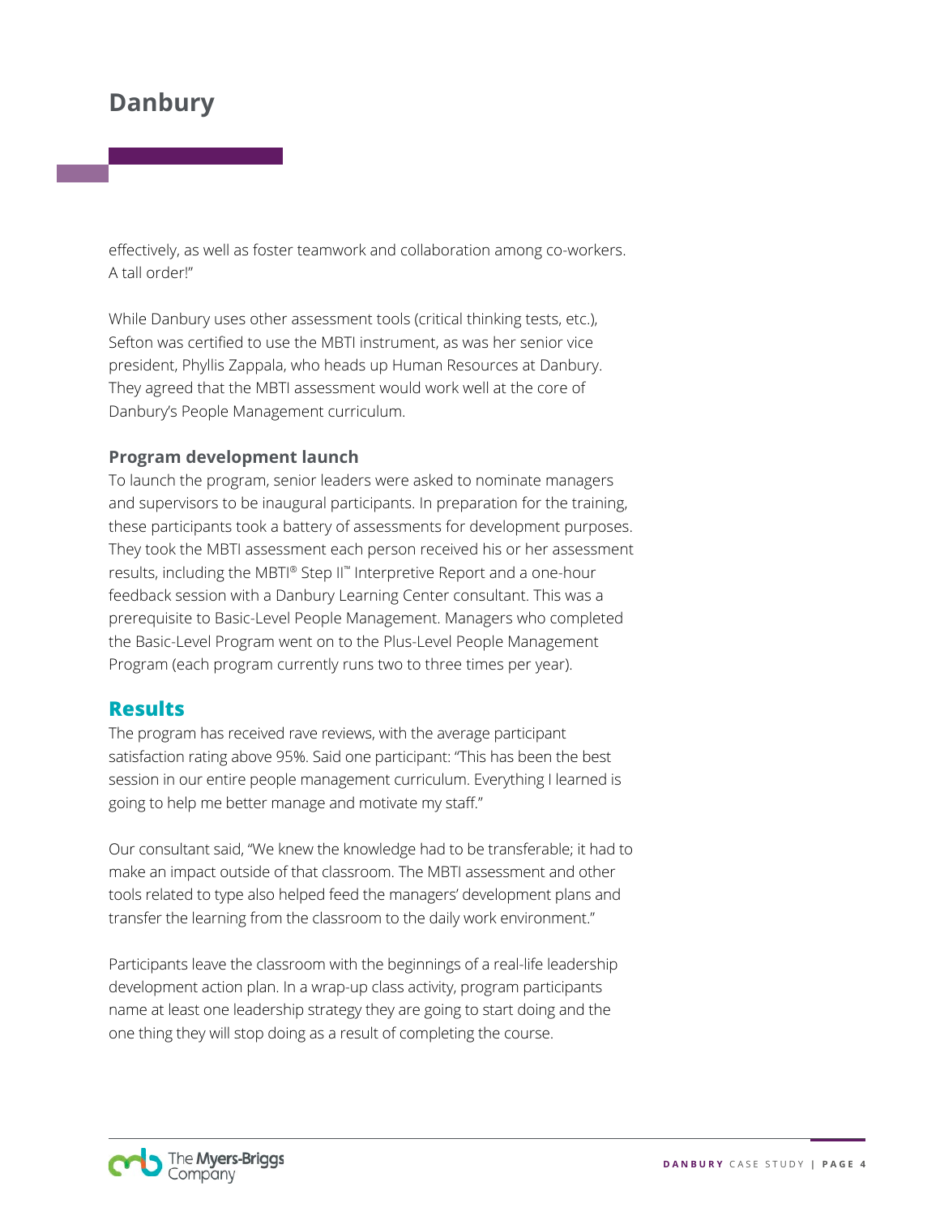effectively, as well as foster teamwork and collaboration among co-workers. A tall order!"

While Danbury uses other assessment tools (critical thinking tests, etc.), Sefton was certified to use the MBTI instrument, as was her senior vice president, Phyllis Zappala, who heads up Human Resources at Danbury. They agreed that the MBTI assessment would work well at the core of Danbury's People Management curriculum.

### Program development launch

To launch the program, senior leaders were asked to nominate managers and supervisors to be inaugural participants. In preparation for the training, these participants took a battery of assessments for development purposes. They took the MBTI assessment each person received his or her assessment results, including the MBTI® Step II™ Interpretive Report and a one-hour feedback session with a Danbury Learning Center consultant. This was a prerequisite to Basic-Level People Management. Managers who completed the Basic-Level Program went on to the Plus-Level People Management Program (each program currently runs two to three times per year).

## Results

The program has received rave reviews, with the average participant satisfaction rating above 95%. Said one participant: "This has been the best session in our entire people management curriculum. Everything I learned is going to help me better manage and motivate my staff."

Our consultant said, "We knew the knowledge had to be transferable; it had to make an impact outside of that classroom. The MBTI assessment and other tools related to type also helped feed the managers' development plans and transfer the learning from the classroom to the daily work environment."

Participants leave the classroom with the beginnings of a real-life leadership development action plan. In a wrap-up class activity, program participants name at least one leadership strategy they are going to start doing and the one thing they will stop doing as a result of completing the course.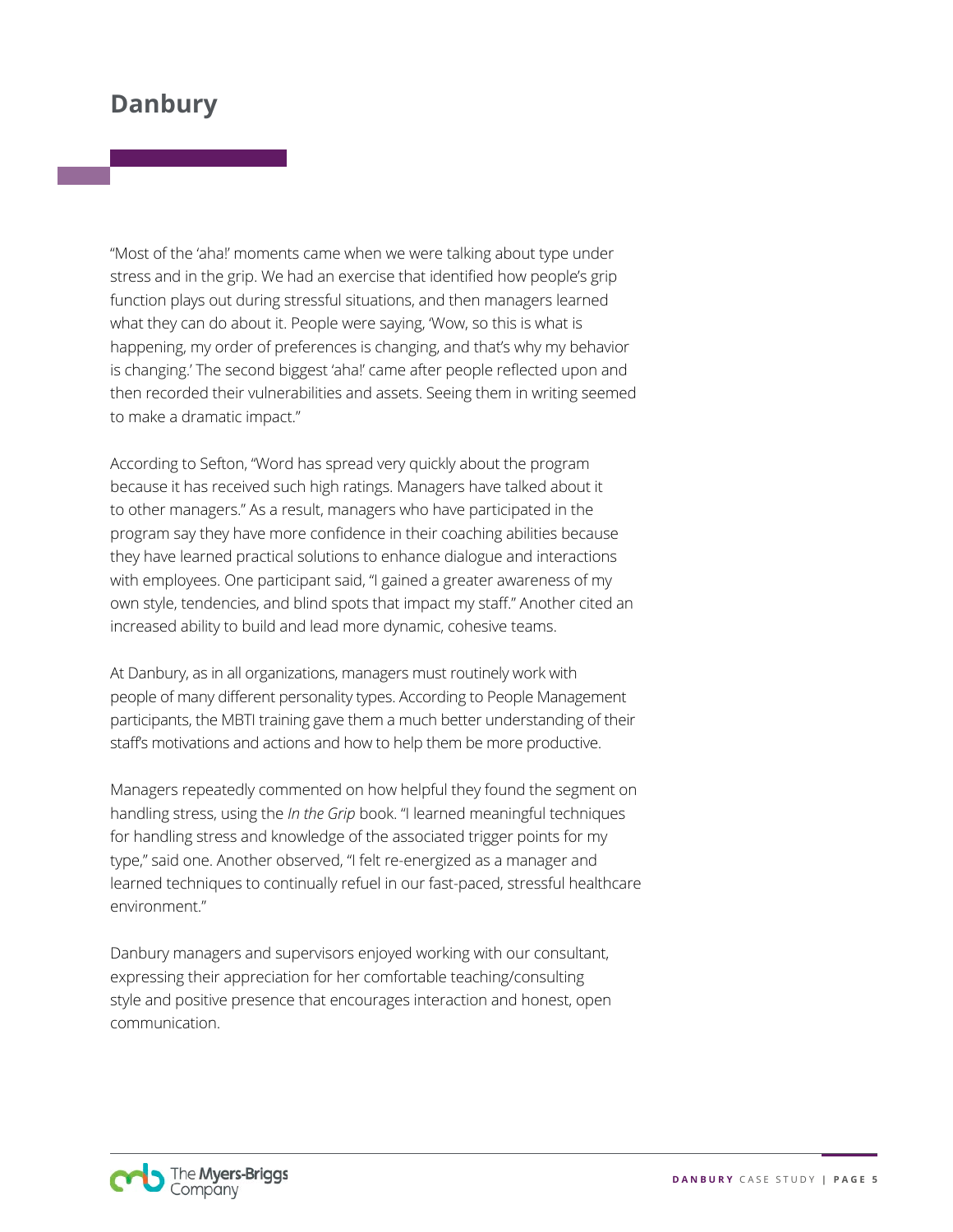## Danbury

"Most of the 'aha!' moments came when we were talking about type under stress and in the grip. We had an exercise that identified how people's grip function plays out during stressful situations, and then managers learned what they can do about it. People were saying, 'Wow, so this is what is happening, my order of preferences is changing, and that's why my behavior is changing.' The second biggest 'aha!' came after people reflected upon and then recorded their vulnerabilities and assets. Seeing them in writing seemed to make a dramatic impact."

According to Sefton, "Word has spread very quickly about the program because it has received such high ratings. Managers have talked about it to other managers." As a result, managers who have participated in the program say they have more confidence in their coaching abilities because they have learned practical solutions to enhance dialogue and interactions with employees. One participant said, "I gained a greater awareness of my own style, tendencies, and blind spots that impact my staff." Another cited an increased ability to build and lead more dynamic, cohesive teams.

At Danbury, as in all organizations, managers must routinely work with people of many different personality types. According to People Management participants, the MBTI training gave them a much better understanding of their staff's motivations and actions and how to help them be more productive.

Managers repeatedly commented on how helpful they found the segment on handling stress, using the *In the Grip* book. "I learned meaningful techniques for handling stress and knowledge of the associated trigger points for my type," said one. Another observed, "I felt re-energized as a manager and learned techniques to continually refuel in our fast-paced, stressful healthcare environment."

Danbury managers and supervisors enjoyed working with our consultant, expressing their appreciation for her comfortable teaching/consulting style and positive presence that encourages interaction and honest, open communication.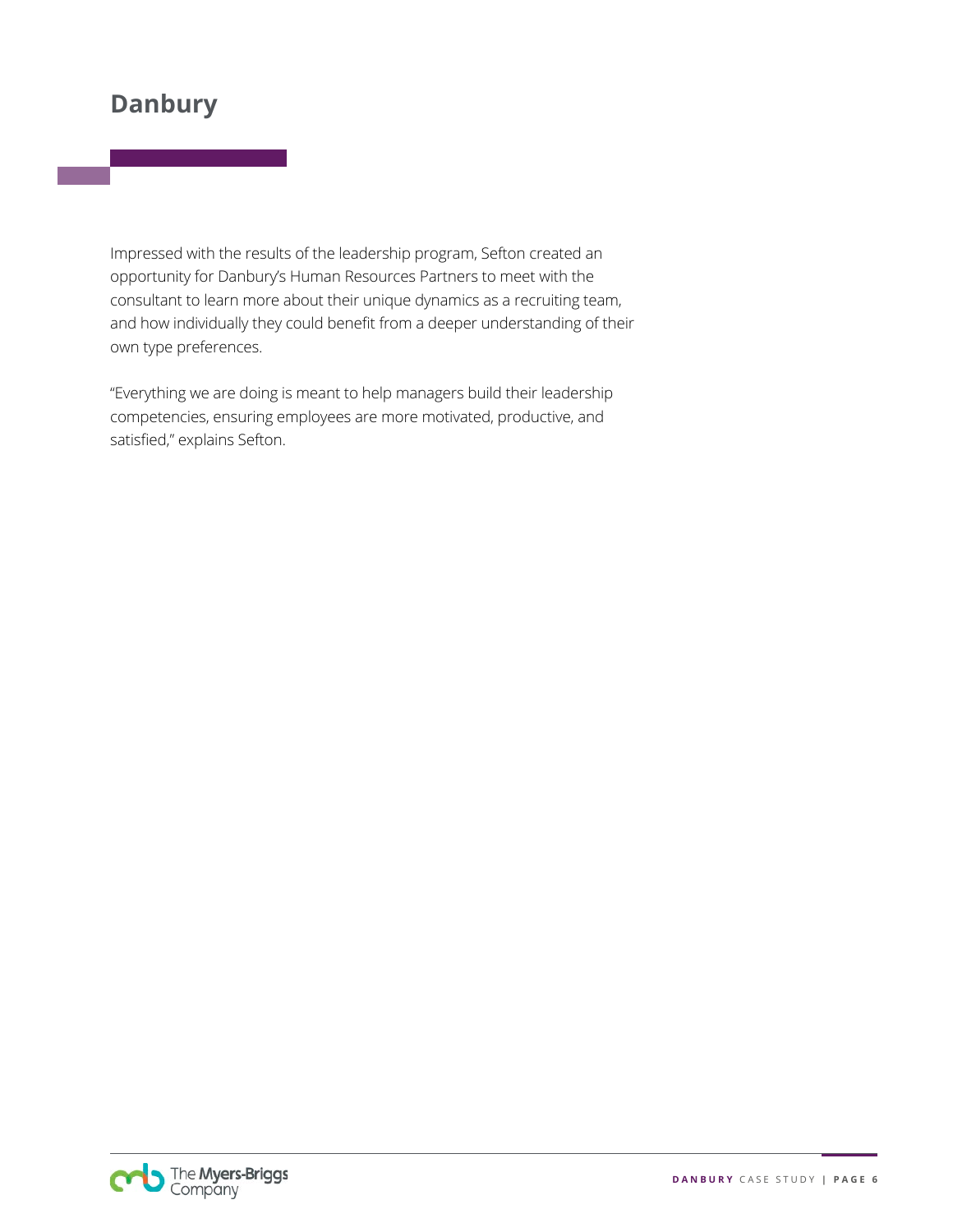# Danbury

Impressed with the results of the leadership program, Sefton created an opportunity for Danbury's Human Resources Partners to meet with the consultant to learn more about their unique dynamics as a recruiting team, and how individually they could benefit from a deeper understanding of their own type preferences.

"Everything we are doing is meant to help managers build their leadership competencies, ensuring employees are more motivated, productive, and satisfied," explains Sefton.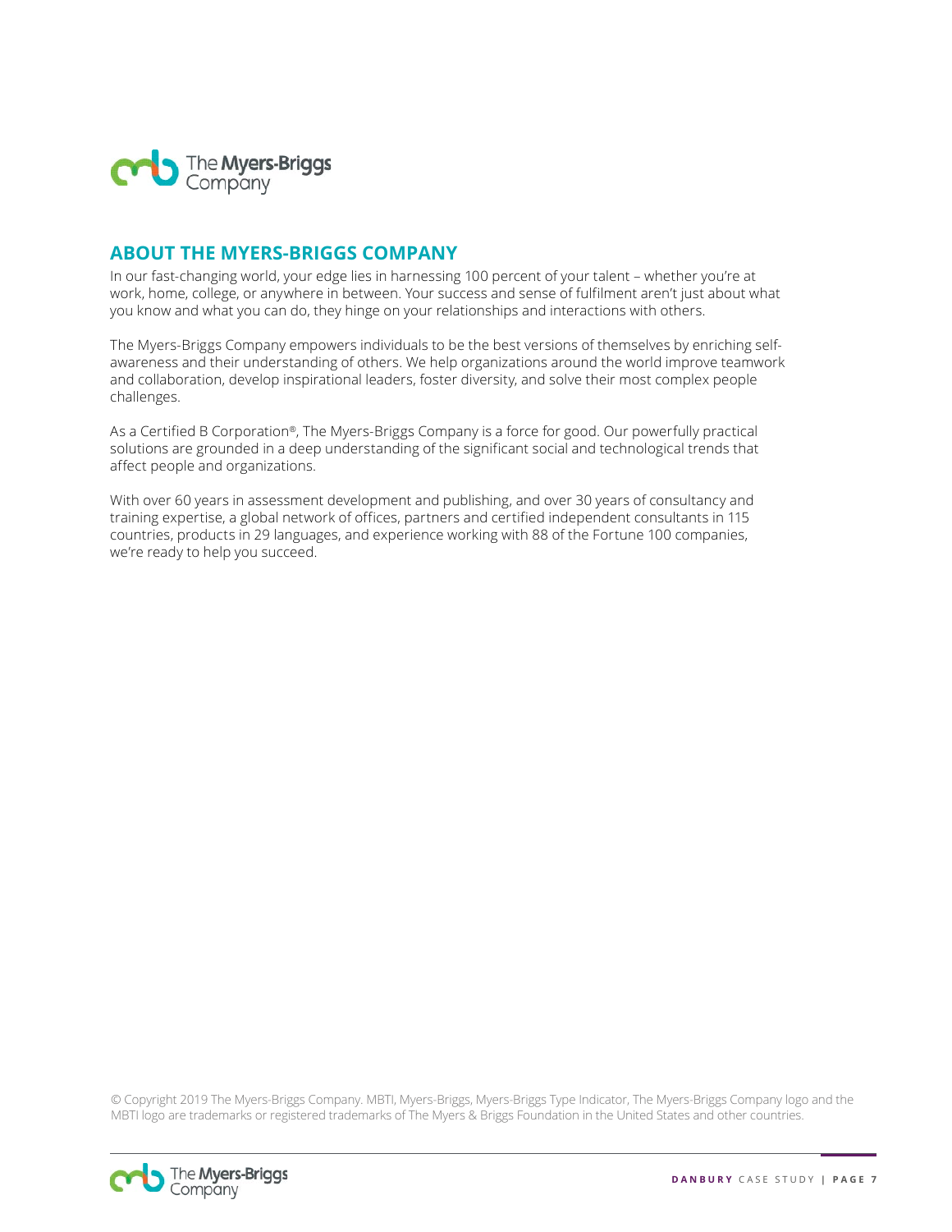## ABOUT THE MYERS-BRIGGS COMPANY

In our fast-changing world, your edge lies in harnessing 100 percent of your talent – whether you're at work, home, college, or anywhere in between. Your success and sense of fulfilment aren't just about what you know and what you can do, they hinge on your relationships and interactions with others.

The Myers-Briggs Company empowers individuals to be the best versions of themselves by enriching self-awareness and their understanding of others. We help organizations around the world improve teamwork and collaboration, develop inspirational leaders, foster diversity, and solve their most complex people challenges.

As a Certified B Corporation®, The Myers-Briggs Company is a force for good. Our powerfully practical solutions are grounded in a deep understanding of the significant social and technological trends that affect people and organizations.

With over 60 years in assessment development and publishing, and over 30 years of consultancy and training expertise, a global network of offices, partners and certified independent consultants in 115 countries, products in 29 languages, and experience working with 88 of the Fortune 100 companies, we're ready to help you succeed.

© Copyright 2019 The Myers-Briggs Company. MBTI, Myers-Briggs, Myers-Briggs Type Indicator, The Myers-Briggs Company logo and the MBTI logo are trademarks or registered trademarks of The Myers & Briggs Foundation in the United States and other countries.